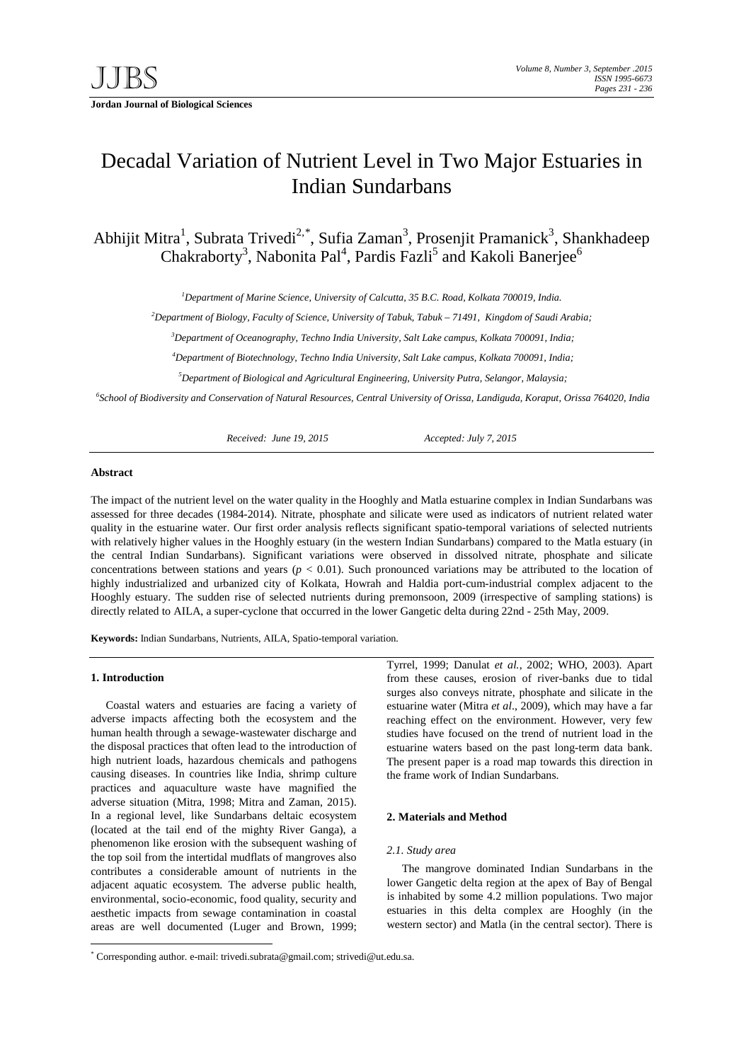# Decadal Variation of Nutrient Level in Two Major Estuaries in Indian Sundarbans

Abhijit Mitra[1], Subrata Trivedi[2,*], Sufia Zaman[3], Prosenjit Pramanick[3], Shankhadeep Chakraborty[3], Nabonita Pal[4], Pardis Fazli[5] and Kakoli Banerjee[6]

[1]*Department of Marine Science, University of Calcutta, 35 B.C. Road, Kolkata 700019, India.*

[2]*Department of Biology, Faculty of Science, University of Tabuk, Tabuk – 71491, Kingdom of Saudi Arabia;*

[3]*Department of Oceanography, Techno India University, Salt Lake campus, Kolkata 700091, India;*

[4]*Department of Biotechnology, Techno India University, Salt Lake campus, Kolkata 700091, India;*

[5]*Department of Biological and Agricultural Engineering, University Putra, Selangor, Malaysia;*

[6]*School of Biodiversity and Conservation of Natural Resources, Central University of Orissa, Landiguda, Koraput, Orissa 764020, India*

*Received: June 19, 2015* *Accepted: July 7, 2015*

## Abstract

The impact of the nutrient level on the water quality in the Hooghly and Matla estuarine complex in Indian Sundarbans was assessed for three decades (1984-2014). Nitrate, phosphate and silicate were used as indicators of nutrient related water quality in the estuarine water. Our first order analysis reflects significant spatio-temporal variations of selected nutrients with relatively higher values in the Hooghly estuary (in the western Indian Sundarbans) compared to the Matla estuary (in the central Indian Sundarbans). Significant variations were observed in dissolved nitrate, phosphate and silicate concentrations between stations and years ($p < 0.01$). Such pronounced variations may be attributed to the location of highly industrialized and urbanized city of Kolkata, Howrah and Haldia port-cum-industrial complex adjacent to the Hooghly estuary. The sudden rise of selected nutrients during premonsoon, 2009 (irrespective of sampling stations) is directly related to AILA, a super-cyclone that occurred in the lower Gangetic delta during 22nd - 25th May, 2009.

**Keywords:** Indian Sundarbans, Nutrients, AILA, Spatio-temporal variation.

### 1. Introduction

Coastal waters and estuaries are facing a variety of adverse impacts affecting both the ecosystem and the human health through a sewage-wastewater discharge and the disposal practices that often lead to the introduction of high nutrient loads, hazardous chemicals and pathogens causing diseases. In countries like India, shrimp culture practices and aquaculture waste have magnified the adverse situation (Mitra, 1998; Mitra and Zaman, 2015). In a regional level, like Sundarbans deltaic ecosystem (located at the tail end of the mighty River Ganga), a phenomenon like erosion with the subsequent washing of the top soil from the intertidal mudflats of mangroves also contributes a considerable amount of nutrients in the adjacent aquatic ecosystem. The adverse public health, environmental, socio-economic, food quality, security and aesthetic impacts from sewage contamination in coastal areas are well documented (Luger and Brown, 1999; Tyrrel, 1999; Danulat *et al.*, 2002; WHO, 2003). Apart from these causes, erosion of river-banks due to tidal surges also conveys nitrate, phosphate and silicate in the estuarine water (Mitra *et al*., 2009), which may have a far reaching effect on the environment. However, very few studies have focused on the trend of nutrient load in the estuarine waters based on the past long-term data bank. The present paper is a road map towards this direction in the frame work of Indian Sundarbans.

### 2. Materials and Method

#### *2.1. Study area*

The mangrove dominated Indian Sundarbans in the lower Gangetic delta region at the apex of Bay of Bengal is inhabited by some 4.2 million populations. Two major estuaries in this delta complex are Hooghly (in the western sector) and Matla (in the central sector). There is

* Corresponding author. e-mail: trivedi.subrata@gmail.com; strivedi@ut.edu.sa.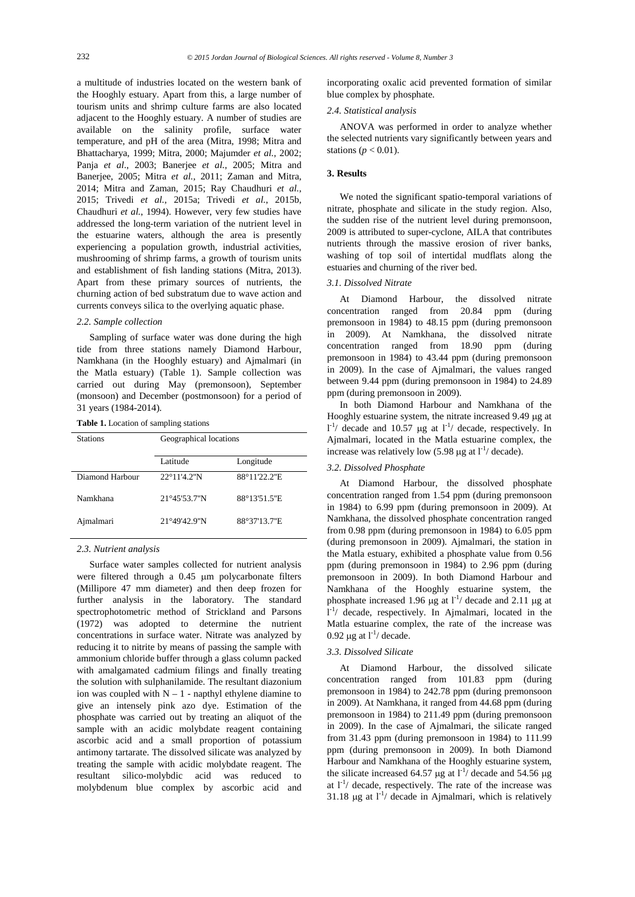a multitude of industries located on the western bank of the Hooghly estuary. Apart from this, a large number of tourism units and shrimp culture farms are also located adjacent to the Hooghly estuary. A number of studies are available on the salinity profile, surface water temperature, and pH of the area (Mitra, 1998; Mitra and Bhattacharya, 1999; Mitra, 2000; Majumder *et al.*, 2002; Panja *et al*., 2003; Banerjee *et al.*, 2005; Mitra and Banerjee, 2005; Mitra *et al.*, 2011; Zaman and Mitra, 2014; Mitra and Zaman, 2015; Ray Chaudhuri *et al.*, 2015; Trivedi *et al.*, 2015a; Trivedi *et al.*, 2015b, Chaudhuri *et al.*, 1994). However, very few studies have addressed the long-term variation of the nutrient level in the estuarine waters, although the area is presently experiencing a population growth, industrial activities, mushrooming of shrimp farms, a growth of tourism units and establishment of fish landing stations (Mitra, 2013). Apart from these primary sources of nutrients, the churning action of bed substratum due to wave action and currents conveys silica to the overlying aquatic phase.

### *2.2. Sample collection*

Sampling of surface water was done during the high tide from three stations namely Diamond Harbour, Namkhana (in the Hooghly estuary) and Ajmalmari (in the Matla estuary) (Table 1). Sample collection was carried out during May (premonsoon), September (monsoon) and December (postmonsoon) for a period of 31 years (1984-2014).

**Table 1.** Location of sampling stations

| Stations | Geographical locations | |
|---|---|---|
| | Latitude | Longitude |
| Diamond Harbour | 22°11'4.2"N | 88°11'22.2"E |
| Namkhana | 21°45'53.7"N | 88°13'51.5"E |
| Ajmalmari | 21°49'42.9"N | 88°37'13.7"E |

### *2.3. Nutrient analysis*

Surface water samples collected for nutrient analysis were filtered through a 0.45 μm polycarbonate filters (Millipore 47 mm diameter) and then deep frozen for further analysis in the laboratory. The standard spectrophotometric method of Strickland and Parsons (1972) was adopted to determine the nutrient concentrations in surface water. Nitrate was analyzed by reducing it to nitrite by means of passing the sample with ammonium chloride buffer through a glass column packed with amalgamated cadmium filings and finally treating the solution with sulphanilamide. The resultant diazonium ion was coupled with N – 1 - napthyl ethylene diamine to give an intensely pink azo dye. Estimation of the phosphate was carried out by treating an aliquot of the sample with an acidic molybdate reagent containing ascorbic acid and a small proportion of potassium antimony tartarate. The dissolved silicate was analyzed by treating the sample with acidic molybdate reagent. The resultant silico-molybdic acid was reduced to molybdenum blue complex by ascorbic acid and incorporating oxalic acid prevented formation of similar blue complex by phosphate.

### *2.4. Statistical analysis*

ANOVA was performed in order to analyze whether the selected nutrients vary significantly between years and stations ($p < 0.01$).

## **3. Results**

We noted the significant spatio-temporal variations of nitrate, phosphate and silicate in the study region. Also, the sudden rise of the nutrient level during premonsoon, 2009 is attributed to super-cyclone, AILA that contributes nutrients through the massive erosion of river banks, washing of top soil of intertidal mudflats along the estuaries and churning of the river bed.

### *3.1. Dissolved Nitrate*

At Diamond Harbour, the dissolved nitrate concentration ranged from 20.84 ppm (during premonsoon in 1984) to 48.15 ppm (during premonsoon in 2009). At Namkhana, the dissolved nitrate concentration ranged from 18.90 ppm (during premonsoon in 1984) to 43.44 ppm (during premonsoon in 2009). In the case of Ajmalmari, the values ranged between 9.44 ppm (during premonsoon in 1984) to 24.89 ppm (during premonsoon in 2009).

In both Diamond Harbour and Namkhana of the Hooghly estuarine system, the nitrate increased 9.49 μg at $l^{-1}$/ decade and 10.57 μg at $l^{-1}$/ decade, respectively. In Ajmalmari, located in the Matla estuarine complex, the increase was relatively low (5.98 μg at $l^{-1}$/ decade).

### *3.2. Dissolved Phosphate*

At Diamond Harbour, the dissolved phosphate concentration ranged from 1.54 ppm (during premonsoon in 1984) to 6.99 ppm (during premonsoon in 2009). At Namkhana, the dissolved phosphate concentration ranged from 0.98 ppm (during premonsoon in 1984) to 6.05 ppm (during premonsoon in 2009). Ajmalmari, the station in the Matla estuary, exhibited a phosphate value from 0.56 ppm (during premonsoon in 1984) to 2.96 ppm (during premonsoon in 2009). In both Diamond Harbour and Namkhana of the Hooghly estuarine system, the phosphate increased 1.96 μg at $l^{-1}$/ decade and 2.11 μg at $l^{-1}$/ decade, respectively. In Ajmalmari, located in the Matla estuarine complex, the rate of the increase was 0.92 μg at $l^{-1}$/ decade.

### *3.3. Dissolved Silicate*

At Diamond Harbour, the dissolved silicate concentration ranged from 101.83 ppm (during premonsoon in 1984) to 242.78 ppm (during premonsoon in 2009). At Namkhana, it ranged from 44.68 ppm (during premonsoon in 1984) to 211.49 ppm (during premonsoon in 2009). In the case of Ajmalmari, the silicate ranged from 31.43 ppm (during premonsoon in 1984) to 111.99 ppm (during premonsoon in 2009). In both Diamond Harbour and Namkhana of the Hooghly estuarine system, the silicate increased 64.57 μg at $l^{-1}$/ decade and 54.56 μg at $l^{-1}$/ decade, respectively. The rate of the increase was 31.18 μg at $l^{-1}$/ decade in Ajmalmari, which is relatively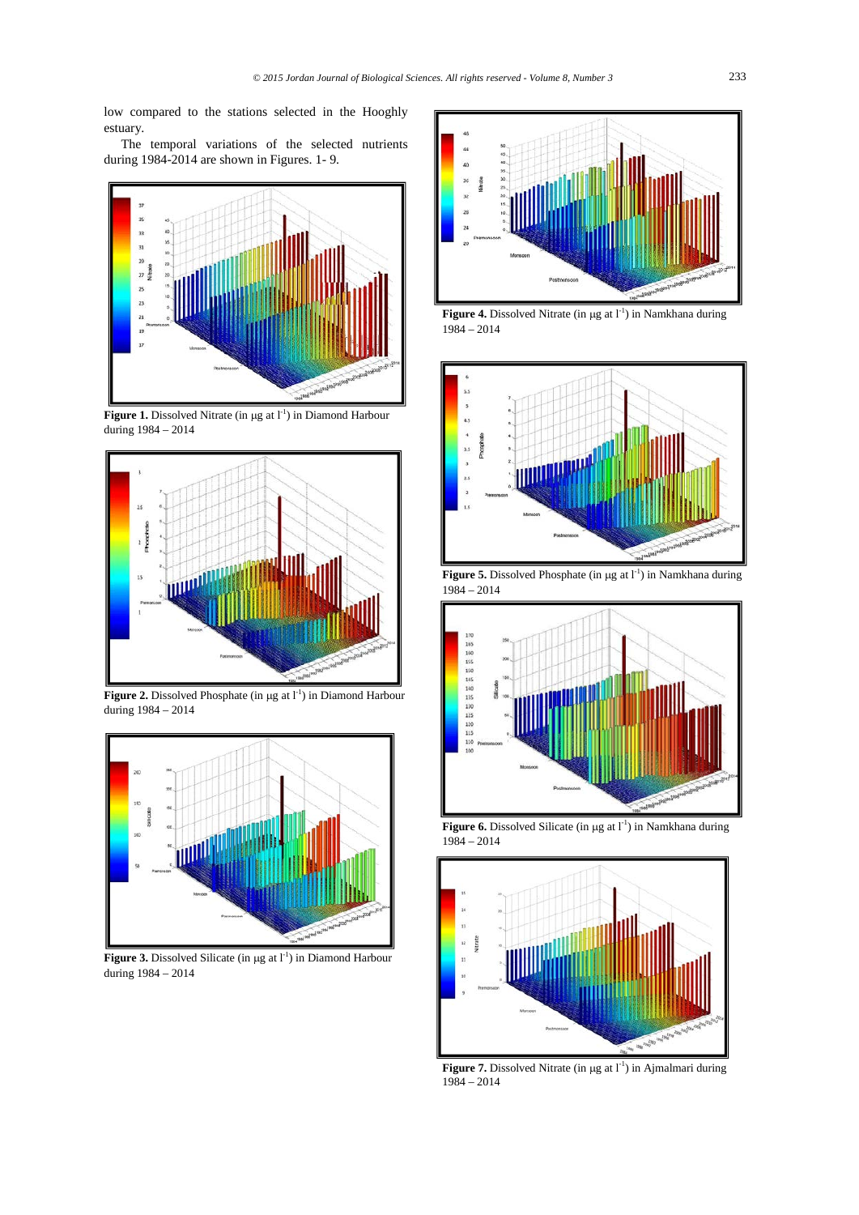low compared to the stations selected in the Hooghly estuary.

The temporal variations of the selected nutrients during 1984-2014 are shown in Figures. 1- 9.

**Figure 1.** Dissolved Nitrate (in µg at l$^{-1}$) in Diamond Harbour during 1984 – 2014

**Figure 2.** Dissolved Phosphate (in µg at l$^{-1}$) in Diamond Harbour during 1984 – 2014

**Figure 3.** Dissolved Silicate (in µg at l$^{-1}$) in Diamond Harbour during 1984 – 2014

**Figure 4.** Dissolved Nitrate (in µg at l$^{-1}$) in Namkhana during 1984 – 2014

**Figure 5.** Dissolved Phosphate (in µg at l$^{-1}$) in Namkhana during 1984 – 2014

**Figure 6.** Dissolved Silicate (in µg at l$^{-1}$) in Namkhana during 1984 – 2014

**Figure 7.** Dissolved Nitrate (in µg at l$^{-1}$) in Ajmalmari during 1984 – 2014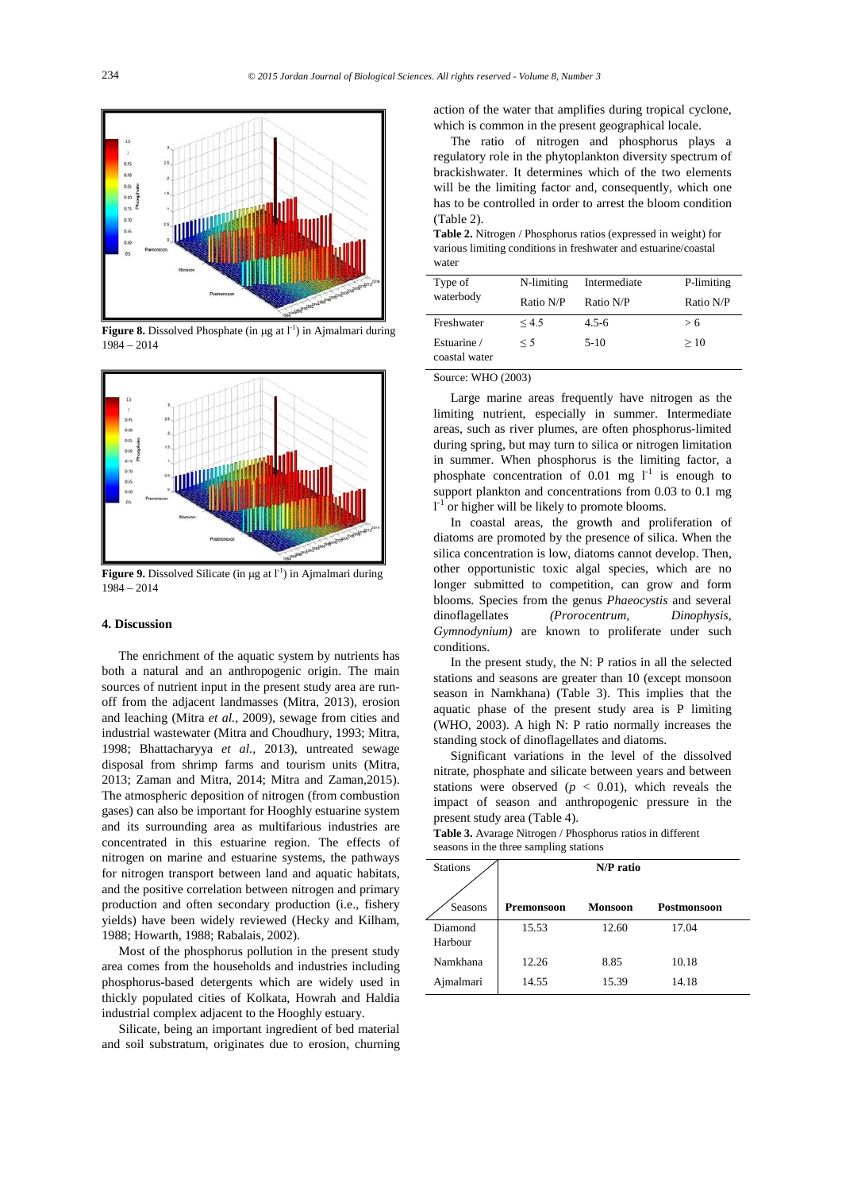**Figure 8.** Dissolved Phosphate (in μg at $l^{-1}$) in Ajmalmari during 1984 – 2014

**Figure 9.** Dissolved Silicate (in μg at $l^{-1}$) in Ajmalmari during 1984 – 2014

## 4. Discussion

The enrichment of the aquatic system by nutrients has both a natural and an anthropogenic origin. The main sources of nutrient input in the present study area are run-off from the adjacent landmasses (Mitra, 2013), erosion and leaching (Mitra *et al.,* 2009), sewage from cities and industrial wastewater (Mitra and Choudhury, 1993; Mitra, 1998; Bhattacharyya *et al.,* 2013), untreated sewage disposal from shrimp farms and tourism units (Mitra, 2013; Zaman and Mitra, 2014; Mitra and Zaman,2015). The atmospheric deposition of nitrogen (from combustion gases) can also be important for Hooghly estuarine system and its surrounding area as multifarious industries are concentrated in this estuarine region. The effects of nitrogen on marine and estuarine systems, the pathways for nitrogen transport between land and aquatic habitats, and the positive correlation between nitrogen and primary production and often secondary production (i.e., fishery yields) have been widely reviewed (Hecky and Kilham, 1988; Howarth, 1988; Rabalais, 2002).

Most of the phosphorus pollution in the present study area comes from the households and industries including phosphorus-based detergents which are widely used in thickly populated cities of Kolkata, Howrah and Haldia industrial complex adjacent to the Hooghly estuary.

Silicate, being an important ingredient of bed material and soil substratum, originates due to erosion, churning action of the water that amplifies during tropical cyclone, which is common in the present geographical locale.

The ratio of nitrogen and phosphorus plays a regulatory role in the phytoplankton diversity spectrum of brackishwater. It determines which of the two elements will be the limiting factor and, consequently, which one has to be controlled in order to arrest the bloom condition (Table 2).

**Table 2.** Nitrogen / Phosphorus ratios (expressed in weight) for various limiting conditions in freshwater and estuarine/coastal water

| Type of waterbody | N-limiting Ratio N/P | Intermediate Ratio N/P | P-limiting Ratio N/P |
|---|---|---|---|
| Freshwater | ≤ 4.5 | 4.5-6 | > 6 |
| Estuarine / coastal water | ≤ 5 | 5-10 | ≥ 10 |

Source: WHO (2003)

Large marine areas frequently have nitrogen as the limiting nutrient, especially in summer. Intermediate areas, such as river plumes, are often phosphorus-limited during spring, but may turn to silica or nitrogen limitation in summer. When phosphorus is the limiting factor, a phosphate concentration of 0.01 mg $l^{-1}$ is enough to support plankton and concentrations from 0.03 to 0.1 mg $l^{-1}$ or higher will be likely to promote blooms.

In coastal areas, the growth and proliferation of diatoms are promoted by the presence of silica. When the silica concentration is low, diatoms cannot develop. Then, other opportunistic toxic algal species, which are no longer subjected to competition, can grow and form blooms. Species from the genus *Phaeocystis* and several dinoflagellates *(Prorocentrum, Dinophysis, Gymnodynium)* are known to proliferate under such conditions.

In the present study, the N: P ratios in all the selected stations and seasons are greater than 10 (except monsoon season in Namkhana) (Table 3). This implies that the aquatic phase of the present study area is P limiting (WHO, 2003). A high N: P ratio normally increases the standing stock of dinoflagellates and diatoms.

Significant variations in the level of the dissolved nitrate, phosphate and silicate between years and between stations were observed ($p < 0.01$), which reveals the impact of season and anthropogenic pressure in the present study area (Table 4).

**Table 3.** Avarage Nitrogen / Phosphorus ratios in different seasons in the three sampling stations

| Stations / Seasons | N/P ratio | | |
|---|---|---|---|
| | **Premonsoon** | **Monsoon** | **Postmonsoon** |
| Diamond Harbour | 15.53 | 12.60 | 17.04 |
| Namkhana | 12.26 | 8.85 | 10.18 |
| Ajmalmari | 14.55 | 15.39 | 14.18 |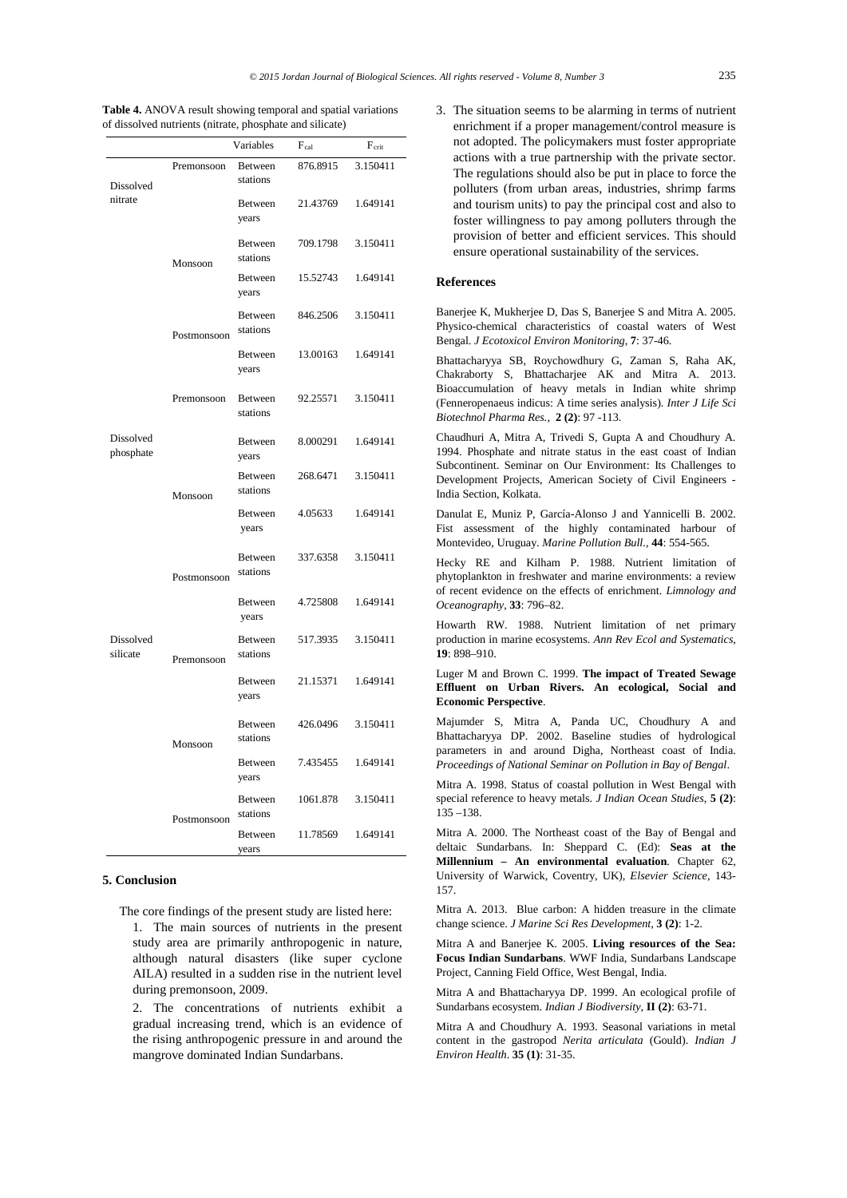**Table 4.** ANOVA result showing temporal and spatial variations of dissolved nutrients (nitrate, phosphate and silicate)

| | | Variables | $F_{cal}$ | $F_{crit}$ |
|---|---|---|---|---|
| Dissolved nitrate | Premonsoon | Between stations | 876.8915 | 3.150411 |
| | | Between years | 21.43769 | 1.649141 |
| | Monsoon | Between stations | 709.1798 | 3.150411 |
| | | Between years | 15.52743 | 1.649141 |
| | Postmonsoon | Between stations | 846.2506 | 3.150411 |
| | | Between years | 13.00163 | 1.649141 |
| Dissolved phosphate | Premonsoon | Between stations | 92.25571 | 3.150411 |
| | | Between years | 8.000291 | 1.649141 |
| | Monsoon | Between stations | 268.6471 | 3.150411 |
| | | Between years | 4.05633 | 1.649141 |
| | Postmonsoon | Between stations | 337.6358 | 3.150411 |
| | | Between years | 4.725808 | 1.649141 |
| Dissolved silicate | Premonsoon | Between stations | 517.3935 | 3.150411 |
| | | Between years | 21.15371 | 1.649141 |
| | Monsoon | Between stations | 426.0496 | 3.150411 |
| | | Between years | 7.435455 | 1.649141 |
| | Postmonsoon | Between stations | 1061.878 | 3.150411 |
| | | Between years | 11.78569 | 1.649141 |

## 5. Conclusion

The core findings of the present study are listed here:

1. The main sources of nutrients in the present study area are primarily anthropogenic in nature, although natural disasters (like super cyclone AILA) resulted in a sudden rise in the nutrient level during premonsoon, 2009.

2. The concentrations of nutrients exhibit a gradual increasing trend, which is an evidence of the rising anthropogenic pressure in and around the mangrove dominated Indian Sundarbans.

3. The situation seems to be alarming in terms of nutrient enrichment if a proper management/control measure is not adopted. The policymakers must foster appropriate actions with a true partnership with the private sector. The regulations should also be put in place to force the polluters (from urban areas, industries, shrimp farms and tourism units) to pay the principal cost and also to foster willingness to pay among polluters through the provision of better and efficient services. This should ensure operational sustainability of the services.

## References

Banerjee K, Mukherjee D, Das S, Banerjee S and Mitra A. 2005. Physico-chemical characteristics of coastal waters of West Bengal. *J Ecotoxicol Environ Monitoring*, **7**: 37-46.

Bhattacharyya SB, Roychowdhury G, Zaman S, Raha AK, Chakraborty S, Bhattacharjee AK and Mitra A. 2013. Bioaccumulation of heavy metals in Indian white shrimp (Fenneropenaeus indicus: A time series analysis). *Inter J Life Sci Biotechnol Pharma Res.*, **2 (2)**: 97 -113.

Chaudhuri A, Mitra A, Trivedi S, Gupta A and Choudhury A. 1994. Phosphate and nitrate status in the east coast of Indian Subcontinent. Seminar on Our Environment: Its Challenges to Development Projects, American Society of Civil Engineers - India Section, Kolkata.

Danulat E, Muniz P, García-Alonso J and Yannicelli B. 2002. Fist assessment of the highly contaminated harbour of Montevideo, Uruguay. *Marine Pollution Bull.*, **44**: 554-565.

Hecky RE and Kilham P. 1988. Nutrient limitation of phytoplankton in freshwater and marine environments: a review of recent evidence on the effects of enrichment. *Limnology and Oceanography*, **33**: 796–82.

Howarth RW. 1988. Nutrient limitation of net primary production in marine ecosystems. *Ann Rev Ecol and Systematics*, **19**: 898–910.

Luger M and Brown C. 1999. **The impact of Treated Sewage Effluent on Urban Rivers. An ecological, Social and Economic Perspective**.

Majumder S, Mitra A, Panda UC, Choudhury A and Bhattacharyya DP. 2002. Baseline studies of hydrological parameters in and around Digha, Northeast coast of India. *Proceedings of National Seminar on Pollution in Bay of Bengal*.

Mitra A. 1998. Status of coastal pollution in West Bengal with special reference to heavy metals. *J Indian Ocean Studies*, **5 (2)**: 135 –138.

Mitra A. 2000. The Northeast coast of the Bay of Bengal and deltaic Sundarbans. In: Sheppard C. (Ed): **Seas at the Millennium – An environmental evaluation**. Chapter 62, University of Warwick, Coventry, UK), *Elsevier Science*, 143-157.

Mitra A. 2013. Blue carbon: A hidden treasure in the climate change science. *J Marine Sci Res Development*, **3 (2)**: 1-2.

Mitra A and Banerjee K. 2005. **Living resources of the Sea: Focus Indian Sundarbans**. WWF India, Sundarbans Landscape Project, Canning Field Office, West Bengal, India.

Mitra A and Bhattacharyya DP. 1999. An ecological profile of Sundarbans ecosystem. *Indian J Biodiversity*, **II (2)**: 63-71.

Mitra A and Choudhury A. 1993. Seasonal variations in metal content in the gastropod *Nerita articulata* (Gould). *Indian J Environ Health*. **35 (1)**: 31-35.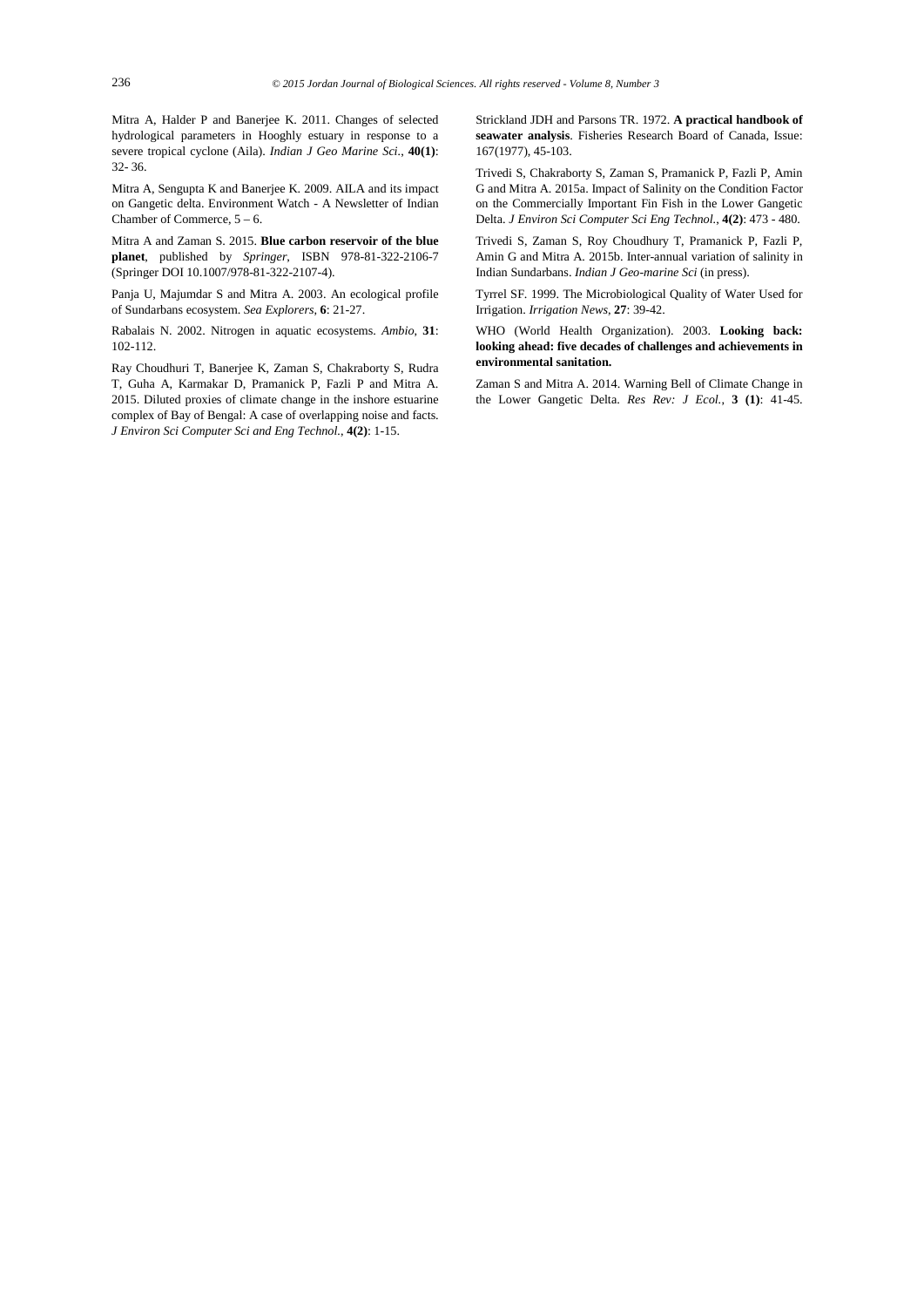Mitra A, Halder P and Banerjee K. 2011. Changes of selected hydrological parameters in Hooghly estuary in response to a severe tropical cyclone (Aila). *Indian J Geo Marine Sci.*, **40(1)**: 32- 36.

Mitra A, Sengupta K and Banerjee K. 2009. AILA and its impact on Gangetic delta. Environment Watch - A Newsletter of Indian Chamber of Commerce, 5 – 6.

Mitra A and Zaman S. 2015. **Blue carbon reservoir of the blue planet**, published by *Springer*, ISBN 978-81-322-2106-7 (Springer DOI 10.1007/978-81-322-2107-4).

Panja U, Majumdar S and Mitra A. 2003. An ecological profile of Sundarbans ecosystem. *Sea Explorers*, **6**: 21-27.

Rabalais N. 2002. Nitrogen in aquatic ecosystems. *Ambio*, **31**: 102-112.

Ray Choudhuri T, Banerjee K, Zaman S, Chakraborty S, Rudra T, Guha A, Karmakar D, Pramanick P, Fazli P and Mitra A. 2015. Diluted proxies of climate change in the inshore estuarine complex of Bay of Bengal: A case of overlapping noise and facts. *J Environ Sci Computer Sci and Eng Technol.*, **4(2)**: 1-15.

Strickland JDH and Parsons TR. 1972. **A practical handbook of seawater analysis**. Fisheries Research Board of Canada, Issue: 167(1977), 45-103.

Trivedi S, Chakraborty S, Zaman S, Pramanick P, Fazli P, Amin G and Mitra A. 2015a. Impact of Salinity on the Condition Factor on the Commercially Important Fin Fish in the Lower Gangetic Delta. *J Environ Sci Computer Sci Eng Technol.*, **4(2)**: 473 - 480.

Trivedi S, Zaman S, Roy Choudhury T, Pramanick P, Fazli P, Amin G and Mitra A. 2015b. Inter-annual variation of salinity in Indian Sundarbans. *Indian J Geo-marine Sci* (in press).

Tyrrel SF. 1999. The Microbiological Quality of Water Used for Irrigation. *Irrigation News*, **27**: 39-42.

WHO (World Health Organization). 2003. **Looking back: looking ahead: five decades of challenges and achievements in environmental sanitation.**

Zaman S and Mitra A. 2014. Warning Bell of Climate Change in the Lower Gangetic Delta. *Res Rev: J Ecol.*, **3 (1)**: 41-45.